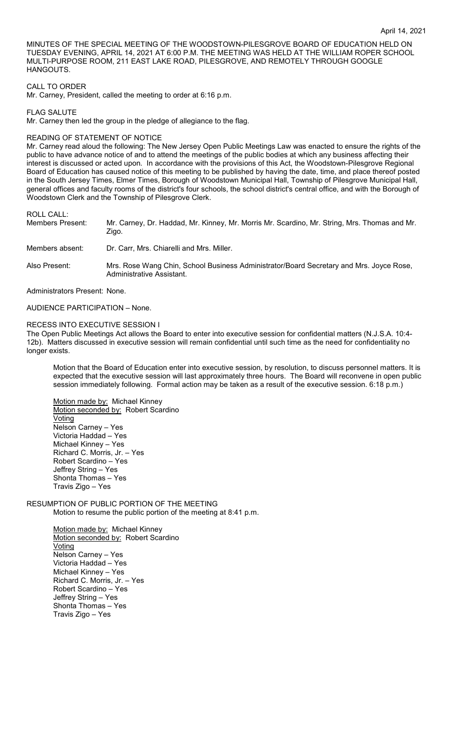April 14, 2021

MINUTES OF THE SPECIAL MEETING OF THE WOODSTOWN-PILESGROVE BOARD OF EDUCATION HELD ON TUESDAY EVENING, APRIL 14, 2021 AT 6:00 P.M. THE MEETING WAS HELD AT THE WILLIAM ROPER SCHOOL MULTI-PURPOSE ROOM, 211 EAST LAKE ROAD, PILESGROVE, AND REMOTELY THROUGH GOOGLE HANGOUTS.

CALL TO ORDER

Mr. Carney, President, called the meeting to order at 6:16 p.m.

FLAG SALUTE

Mr. Carney then led the group in the pledge of allegiance to the flag.

READING OF STATEMENT OF NOTICE

Mr. Carney read aloud the following: The New Jersey Open Public Meetings Law was enacted to ensure the rights of the public to have advance notice of and to attend the meetings of the public bodies at which any business affecting their interest is discussed or acted upon. In accordance with the provisions of this Act, the Woodstown-Pilesgrove Regional Board of Education has caused notice of this meeting to be published by having the date, time, and place thereof posted in the South Jersey Times, Elmer Times, Borough of Woodstown Municipal Hall, Township of Pilesgrove Municipal Hall, general offices and faculty rooms of the district's four schools, the school district's central office, and with the Borough of Woodstown Clerk and the Township of Pilesgrove Clerk.

ROLL CALL:

| | |
|---|---|
| Members Present: | Mr. Carney, Dr. Haddad, Mr. Kinney, Mr. Morris Mr. Scardino, Mr. String, Mrs. Thomas and Mr. Zigo. |
| Members absent: | Dr. Carr, Mrs. Chiarelli and Mrs. Miller. |
| Also Present: | Mrs. Rose Wang Chin, School Business Administrator/Board Secretary and Mrs. Joyce Rose, Administrative Assistant. |

Administrators Present: None.

AUDIENCE PARTICIPATION – None.

RECESS INTO EXECUTIVE SESSION I

The Open Public Meetings Act allows the Board to enter into executive session for confidential matters (N.J.S.A. 10:4-12b). Matters discussed in executive session will remain confidential until such time as the need for confidentiality no longer exists.

Motion that the Board of Education enter into executive session, by resolution, to discuss personnel matters. It is expected that the executive session will last approximately three hours. The Board will reconvene in open public session immediately following. Formal action may be taken as a result of the executive session. 6:18 p.m.)

Motion made by: Michael Kinney
Motion seconded by: Robert Scardino
Voting
Nelson Carney – Yes
Victoria Haddad – Yes
Michael Kinney – Yes
Richard C. Morris, Jr. – Yes
Robert Scardino – Yes
Jeffrey String – Yes
Shonta Thomas – Yes
Travis Zigo – Yes

RESUMPTION OF PUBLIC PORTION OF THE MEETING

Motion to resume the public portion of the meeting at 8:41 p.m.

Motion made by: Michael Kinney
Motion seconded by: Robert Scardino
Voting
Nelson Carney – Yes
Victoria Haddad – Yes
Michael Kinney – Yes
Richard C. Morris, Jr. – Yes
Robert Scardino – Yes
Jeffrey String – Yes
Shonta Thomas – Yes
Travis Zigo – Yes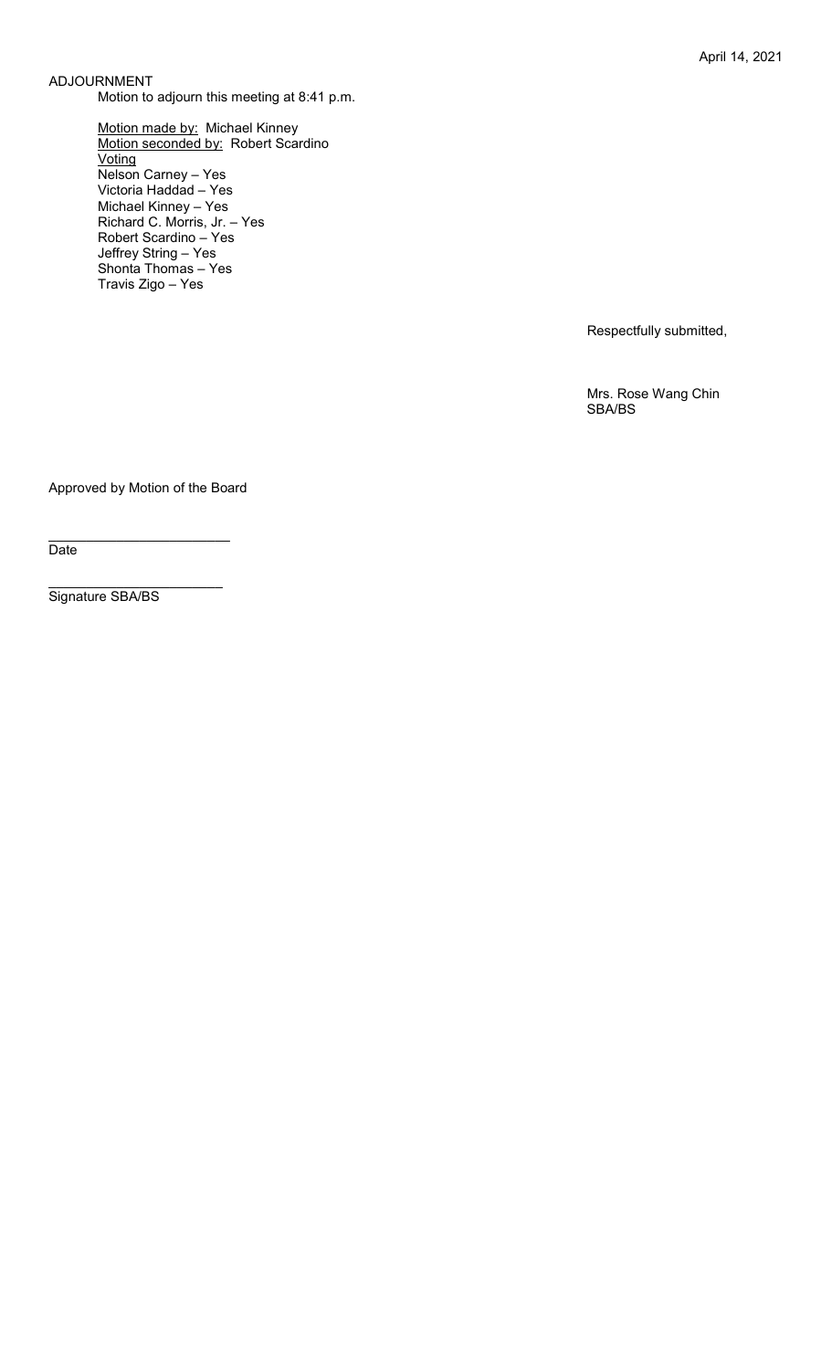ADJOURNMENT

Motion to adjourn this meeting at 8:41 p.m.

Motion made by: Michael Kinney
Motion seconded by: Robert Scardino
Voting
Nelson Carney – Yes
Victoria Haddad – Yes
Michael Kinney – Yes
Richard C. Morris, Jr. – Yes
Robert Scardino – Yes
Jeffrey String – Yes
Shonta Thomas – Yes
Travis Zigo – Yes

Respectfully submitted,

Mrs. Rose Wang Chin
SBA/BS

Approved by Motion of the Board

\_\_\_\_\_\_\_\_\_\_\_\_\_\_\_\_\_\_\_\_\_\_\_\_\_
Date

\_\_\_\_\_\_\_\_\_\_\_\_\_\_\_\_\_\_\_\_\_\_\_\_\_
Signature SBA/BS